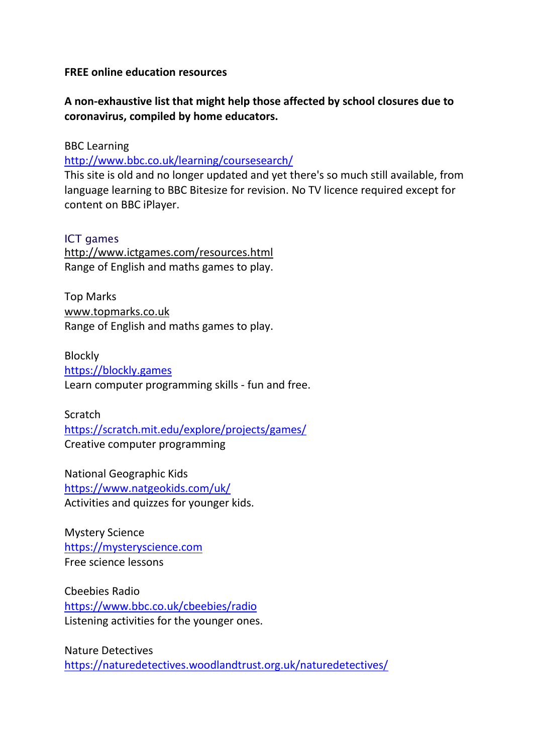**FREE online education resources**

**A non-exhaustive list that might help those affected by school closures due to coronavirus, compiled by home educators.**

BBC Learning
http://www.bbc.co.uk/learning/coursesearch/
This site is old and no longer updated and yet there's so much still available, from language learning to BBC Bitesize for revision. No TV licence required except for content on BBC iPlayer.

ICT games
http://www.ictgames.com/resources.html
Range of English and maths games to play.

Top Marks
www.topmarks.co.uk
Range of English and maths games to play.

Blockly
https://blockly.games
Learn computer programming skills - fun and free.

Scratch
https://scratch.mit.edu/explore/projects/games/
Creative computer programming

National Geographic Kids
https://www.natgeokids.com/uk/
Activities and quizzes for younger kids.

Mystery Science
https://mysteryscience.com
Free science lessons

Cbeebies Radio
https://www.bbc.co.uk/cbeebies/radio
Listening activities for the younger ones.

Nature Detectives
https://naturedetectives.woodlandtrust.org.uk/naturedetectives/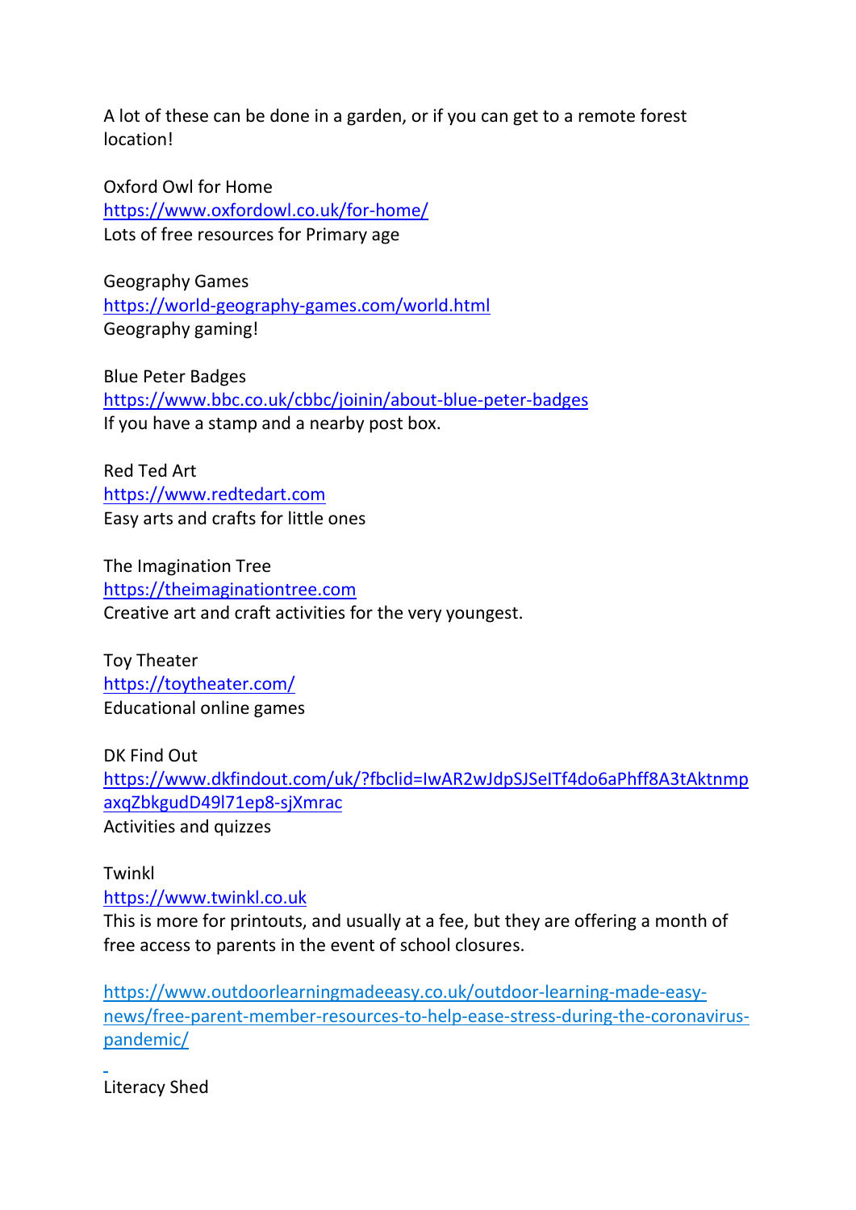A lot of these can be done in a garden, or if you can get to a remote forest location!

Oxford Owl for Home
[https://www.oxfordowl.co.uk/for-home/](https://www.oxfordowl.co.uk/for-home/)
Lots of free resources for Primary age

Geography Games
[https://world-geography-games.com/world.html](https://world-geography-games.com/world.html)
Geography gaming!

Blue Peter Badges
[https://www.bbc.co.uk/cbbc/joinin/about-blue-peter-badges](https://www.bbc.co.uk/cbbc/joinin/about-blue-peter-badges)
If you have a stamp and a nearby post box.

Red Ted Art
[https://www.redtedart.com](https://www.redtedart.com)
Easy arts and crafts for little ones

The Imagination Tree
[https://theimaginationtree.com](https://theimaginationtree.com)
Creative art and craft activities for the very youngest.

Toy Theater
[https://toytheater.com/](https://toytheater.com/)
Educational online games

DK Find Out
[https://www.dkfindout.com/uk/?fbclid=IwAR2wJdpSJSeITf4do6aPhff8A3tAktnmpaxqZbkgudD49l71ep8-sjXmrac](https://www.dkfindout.com/uk/?fbclid=IwAR2wJdpSJSeITf4do6aPhff8A3tAktnmpaxqZbkgudD49l71ep8-sjXmrac)
Activities and quizzes

Twinkl
[https://www.twinkl.co.uk](https://www.twinkl.co.uk)
This is more for printouts, and usually at a fee, but they are offering a month of free access to parents in the event of school closures.

[https://www.outdoorlearningmadeeasy.co.uk/outdoor-learning-made-easy-news/free-parent-member-resources-to-help-ease-stress-during-the-coronavirus-pandemic/](https://www.outdoorlearningmadeeasy.co.uk/outdoor-learning-made-easy-news/free-parent-member-resources-to-help-ease-stress-during-the-coronavirus-pandemic/)

Literacy Shed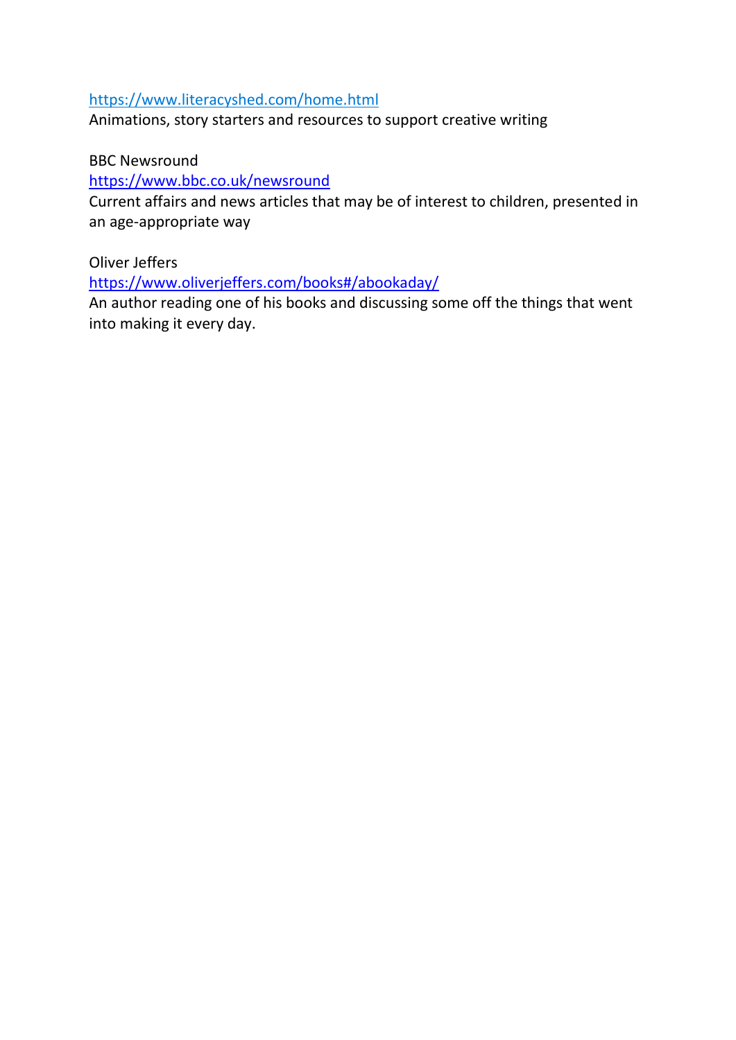https://www.literacyshed.com/home.html
Animations, story starters and resources to support creative writing

BBC Newsround
https://www.bbc.co.uk/newsround
Current affairs and news articles that may be of interest to children, presented in an age-appropriate way

Oliver Jeffers
https://www.oliverjeffers.com/books#/abookaday/
An author reading one of his books and discussing some off the things that went into making it every day.